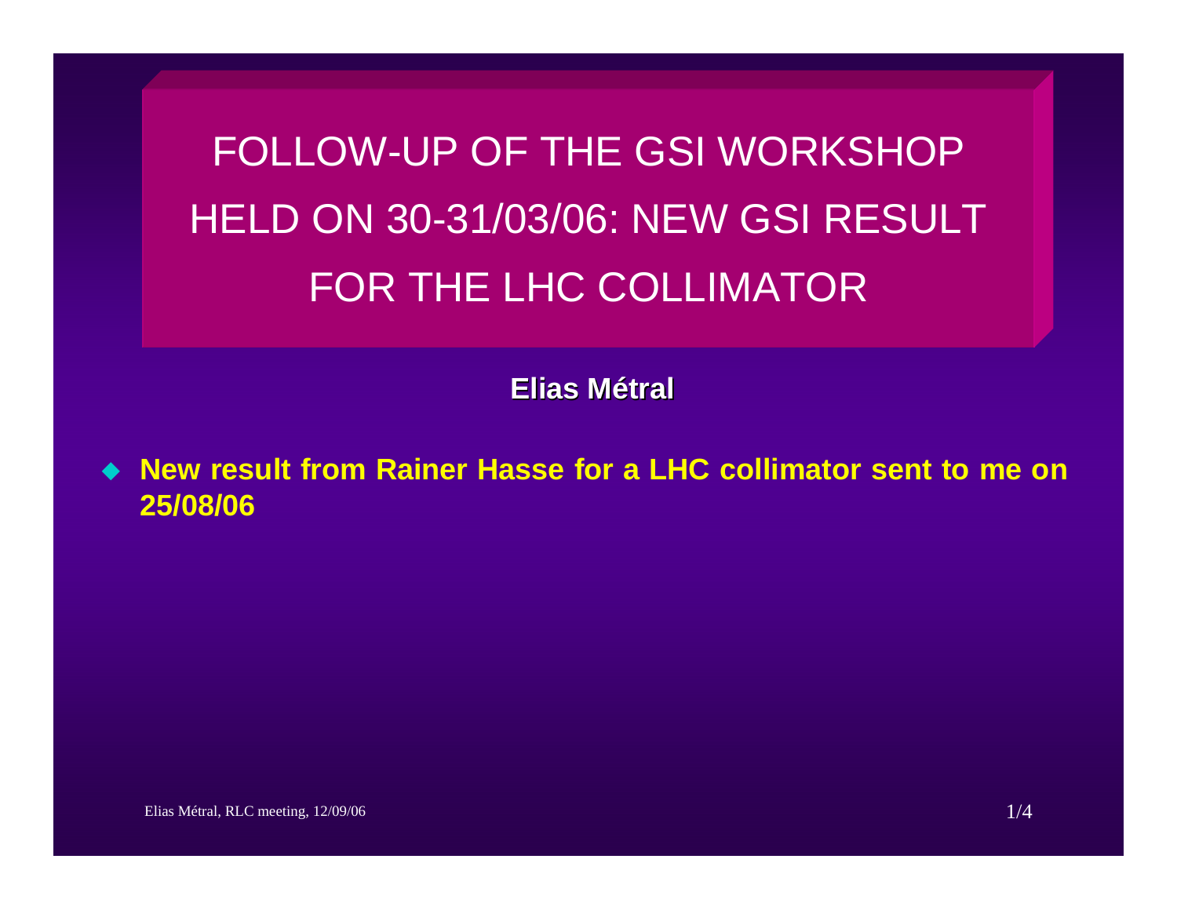# FOLLOW-UP OF THE GSI WORKSHOP HELD ON 30-31/03/06: NEW GSI RESULT FOR THE LHC COLLIMATOR

**Elias Métral**

- **New result from Rainer Hasse for a LHC collimator sent to me on 25/08/06**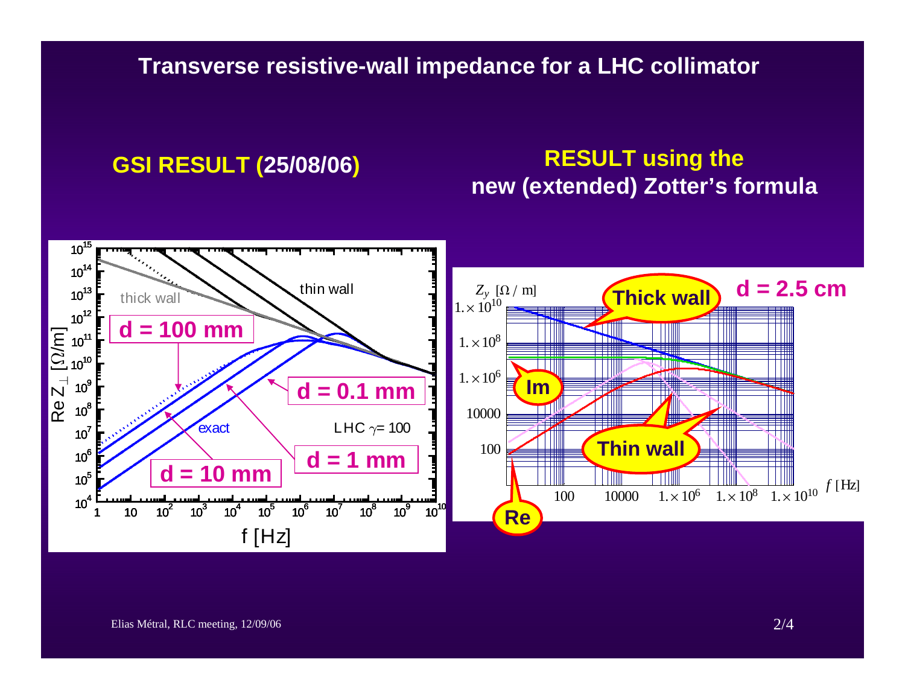# Transverse resistive-wall impedance for a LHC collimator

## GSI RESULT (25/08/06)

## RESULT using the new (extended) Zotter's formula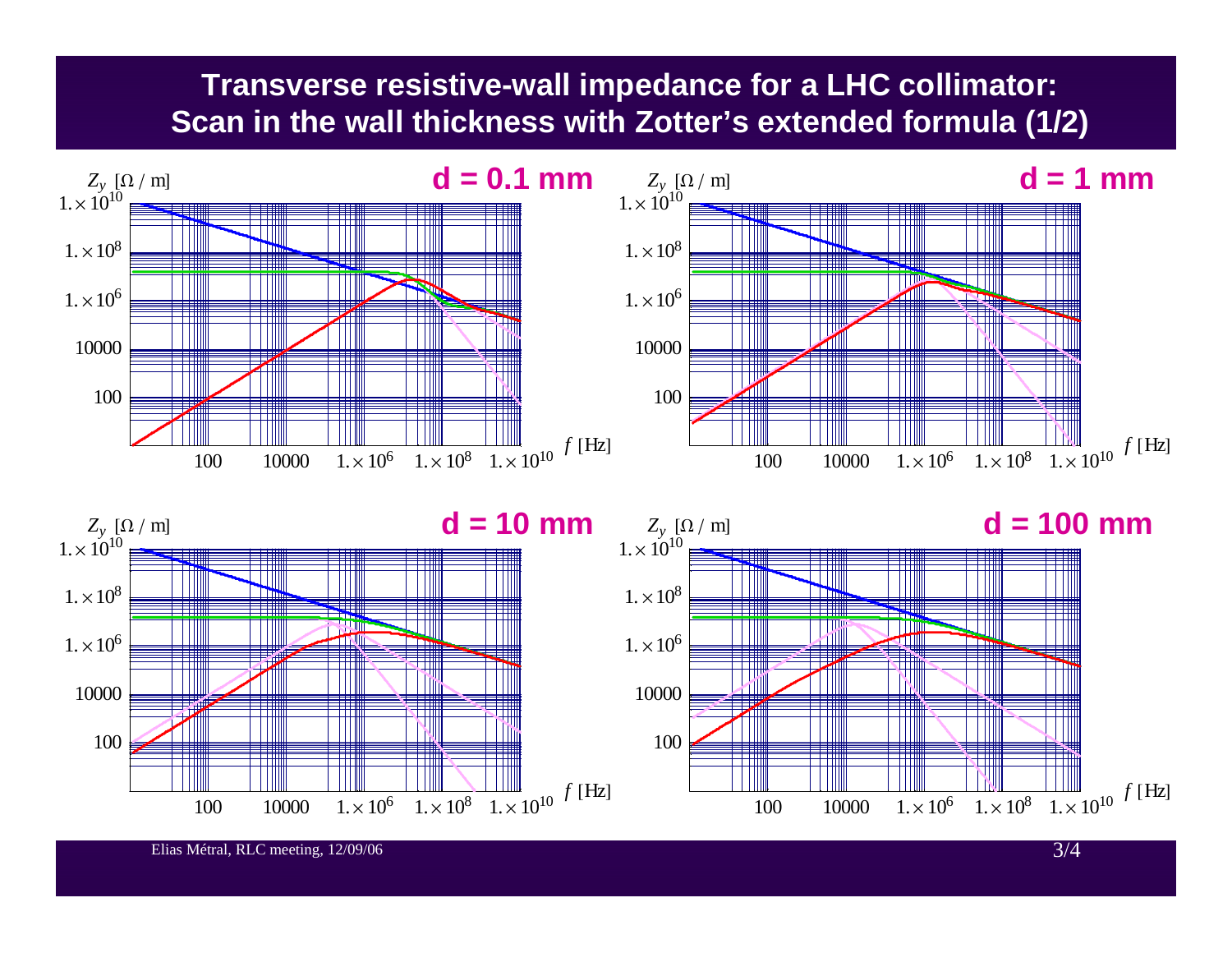# Transverse resistive-wall impedance for a LHC collimator: Scan in the wall thickness with Zotter's extended formula (1/2)

**d = 0.1 mm**

$Z_y$ [$\Omega$ / m]

$1. \times 10^{10}$, $1. \times 10^{8}$, $1. \times 10^{6}$, 10000, 100

$f$ [Hz]: 100, 10000, $1. \times 10^{6}$, $1. \times 10^{8}$, $1. \times 10^{10}$

**d = 1 mm**

$Z_y$ [$\Omega$ / m]

$1. \times 10^{10}$, $1. \times 10^{8}$, $1. \times 10^{6}$, 10000, 100

$f$ [Hz]: 100, 10000, $1. \times 10^{6}$, $1. \times 10^{8}$, $1. \times 10^{10}$

**d = 10 mm**

$Z_y$ [$\Omega$ / m]

$1. \times 10^{10}$, $1. \times 10^{8}$, $1. \times 10^{6}$, 10000, 100

$f$ [Hz]: 100, 10000, $1. \times 10^{6}$, $1. \times 10^{8}$, $1. \times 10^{10}$

**d = 100 mm**

$Z_y$ [$\Omega$ / m]

$1. \times 10^{10}$, $1. \times 10^{8}$, $1. \times 10^{6}$, 10000, 100

$f$ [Hz]: 100, 10000, $1. \times 10^{6}$, $1. \times 10^{8}$, $1. \times 10^{10}$

Elias Métral, RLC meeting, 12/09/06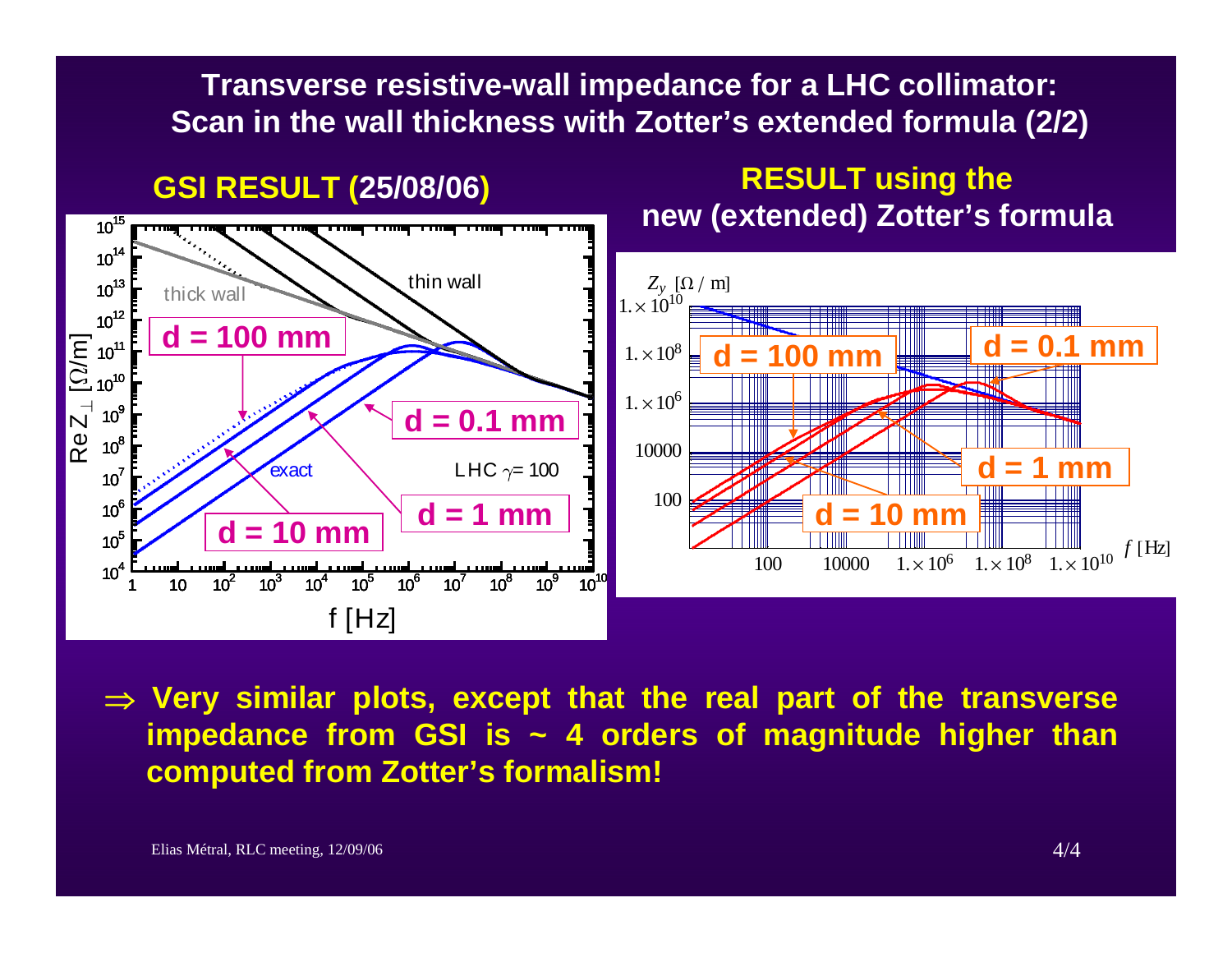# Transverse resistive-wall impedance for a LHC collimator: Scan in the wall thickness with Zotter's extended formula (2/2)

## GSI RESULT (25/08/06)

thick wall

thin wall

d = 100 mm

d = 0.1 mm

d = 1 mm

d = 10 mm

exact

LHC $\gamma$= 100

Re $Z_\perp$ [$\Omega$/m]

$10^{15}$ $10^{14}$ $10^{13}$ $10^{12}$ $10^{11}$ $10^{10}$ $10^{9}$ $10^{8}$ $10^{7}$ $10^{6}$ $10^{5}$ $10^{4}$

1 10 $10^{2}$ $10^{3}$ $10^{4}$ $10^{5}$ $10^{6}$ $10^{7}$ $10^{8}$ $10^{9}$ $10^{10}$

f [Hz]

## RESULT using the new (extended) Zotter's formula

$Z_y$ [$\Omega$ / m]

$1. \times 10^{10}$ $1. \times 10^{8}$ $1. \times 10^{6}$ 10000 100

100 10000 $1. \times 10^{6}$ $1. \times 10^{8}$ $1. \times 10^{10}$

$f$ [Hz]

d = 100 mm

d = 0.1 mm

d = 1 mm

d = 10 mm

$\Rightarrow$ **Very similar plots, except that the real part of the transverse impedance from GSI is ~ 4 orders of magnitude higher than computed from Zotter's formalism!**

Elias Métral, RLC meeting, 12/09/06